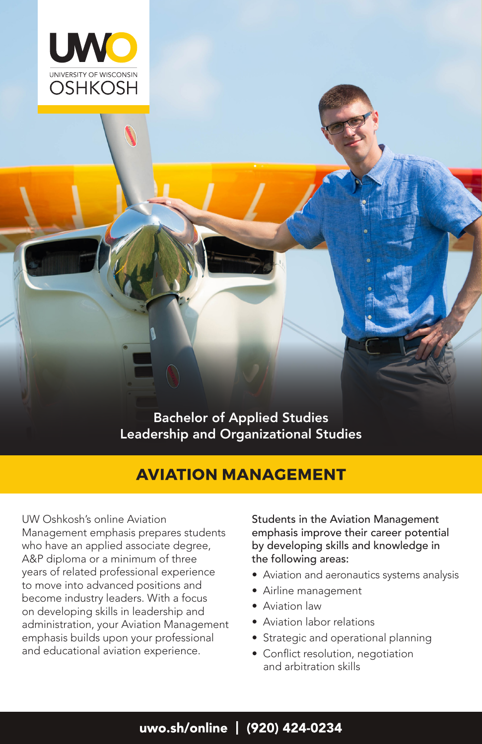UWO

UNIVERSITY OF WISCONSIN

OSHKOSH

Bachelor of Applied Studies
Leadership and Organizational Studies

# AVIATION MANAGEMENT

UW Oshkosh's online Aviation Management emphasis prepares students who have an applied associate degree, A&P diploma or a minimum of three years of related professional experience to move into advanced positions and become industry leaders. With a focus on developing skills in leadership and administration, your Aviation Management emphasis builds upon your professional and educational aviation experience.

Students in the Aviation Management emphasis improve their career potential by developing skills and knowledge in the following areas:

- Aviation and aeronautics systems analysis
- Airline management
- Aviation law
- Aviation labor relations
- Strategic and operational planning
- Conflict resolution, negotiation and arbitration skills

**uwo.sh/online | (920) 424-0234**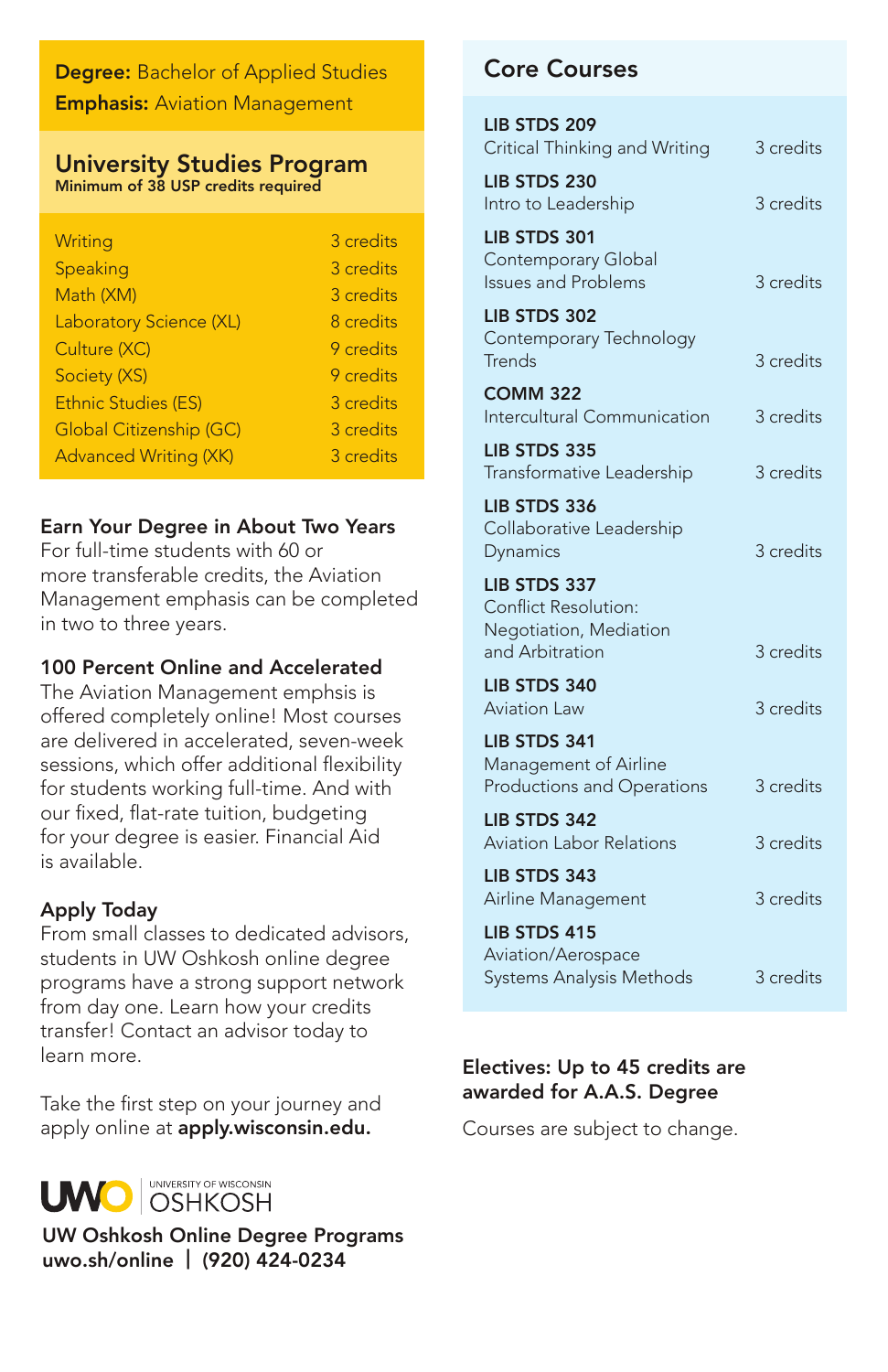**Degree:** Bachelor of Applied Studies
**Emphasis:** Aviation Management

## University Studies Program

**Minimum of 38 USP credits required**

| | |
|---|---|
| Writing | 3 credits |
| Speaking | 3 credits |
| Math (XM) | 3 credits |
| Laboratory Science (XL) | 8 credits |
| Culture (XC) | 9 credits |
| Society (XS) | 9 credits |
| Ethnic Studies (ES) | 3 credits |
| Global Citizenship (GC) | 3 credits |
| Advanced Writing (XK) | 3 credits |

### Earn Your Degree in About Two Years

For full-time students with 60 or more transferable credits, the Aviation Management emphasis can be completed in two to three years.

### 100 Percent Online and Accelerated

The Aviation Management emphasis is offered completely online! Most courses are delivered in accelerated, seven-week sessions, which offer additional flexibility for students working full-time. And with our fixed, flat-rate tuition, budgeting for your degree is easier. Financial Aid is available.

### Apply Today

From small classes to dedicated advisors, students in UW Oshkosh online degree programs have a strong support network from day one. Learn how your credits transfer! Contact an advisor today to learn more.

Take the first step on your journey and apply online at **apply.wisconsin.edu.**

UWO University of Wisconsin Oshkosh

**UW Oshkosh Online Degree Programs**
**uwo.sh/online | (920) 424-0234**

## Core Courses

| | |
|---|---|
| **LIB STDS 209** Critical Thinking and Writing | 3 credits |
| **LIB STDS 230** Intro to Leadership | 3 credits |
| **LIB STDS 301** Contemporary Global Issues and Problems | 3 credits |
| **LIB STDS 302** Contemporary Technology Trends | 3 credits |
| **COMM 322** Intercultural Communication | 3 credits |
| **LIB STDS 335** Transformative Leadership | 3 credits |
| **LIB STDS 336** Collaborative Leadership Dynamics | 3 credits |
| **LIB STDS 337** Conflict Resolution: Negotiation, Mediation and Arbitration | 3 credits |
| **LIB STDS 340** Aviation Law | 3 credits |
| **LIB STDS 341** Management of Airline Productions and Operations | 3 credits |
| **LIB STDS 342** Aviation Labor Relations | 3 credits |
| **LIB STDS 343** Airline Management | 3 credits |
| **LIB STDS 415** Aviation/Aerospace Systems Analysis Methods | 3 credits |

**Electives: Up to 45 credits are awarded for A.A.S. Degree**

Courses are subject to change.